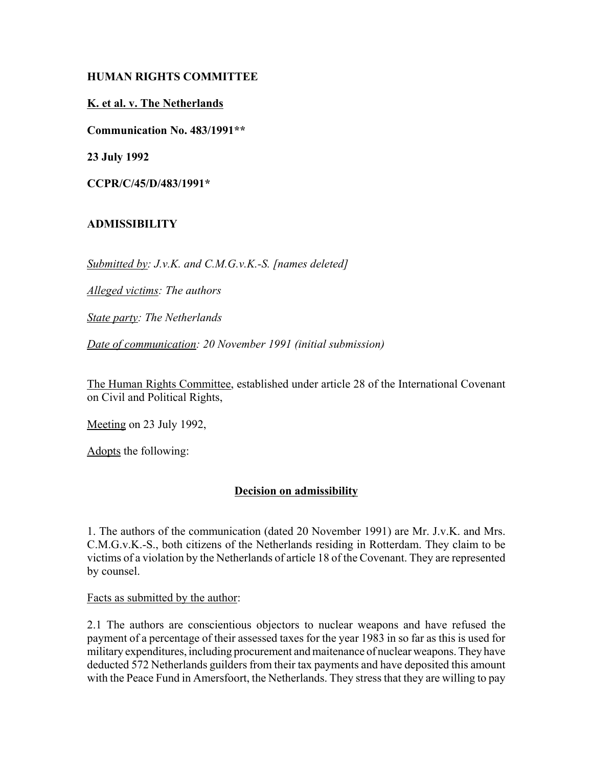**HUMAN RIGHTS COMMITTEE**

**K. et al. v. The Netherlands**

**Communication No. 483/1991****

**23 July 1992**

**CCPR/C/45/D/483/1991***

**ADMISSIBILITY**

*Submitted by: J.v.K. and C.M.G.v.K.-S. [names deleted]*

*Alleged victims: The authors*

*State party: The Netherlands*

*Date of communication: 20 November 1991 (initial submission)*

The Human Rights Committee, established under article 28 of the International Covenant on Civil and Political Rights,

Meeting on 23 July 1992,

Adopts the following:

## Decision on admissibility

1. The authors of the communication (dated 20 November 1991) are Mr. J.v.K. and Mrs. C.M.G.v.K.-S., both citizens of the Netherlands residing in Rotterdam. They claim to be victims of a violation by the Netherlands of article 18 of the Covenant. They are represented by counsel.

Facts as submitted by the author:

2.1 The authors are conscientious objectors to nuclear weapons and have refused the payment of a percentage of their assessed taxes for the year 1983 in so far as this is used for military expenditures, including procurement and maitenance of nuclear weapons. They have deducted 572 Netherlands guilders from their tax payments and have deposited this amount with the Peace Fund in Amersfoort, the Netherlands. They stress that they are willing to pay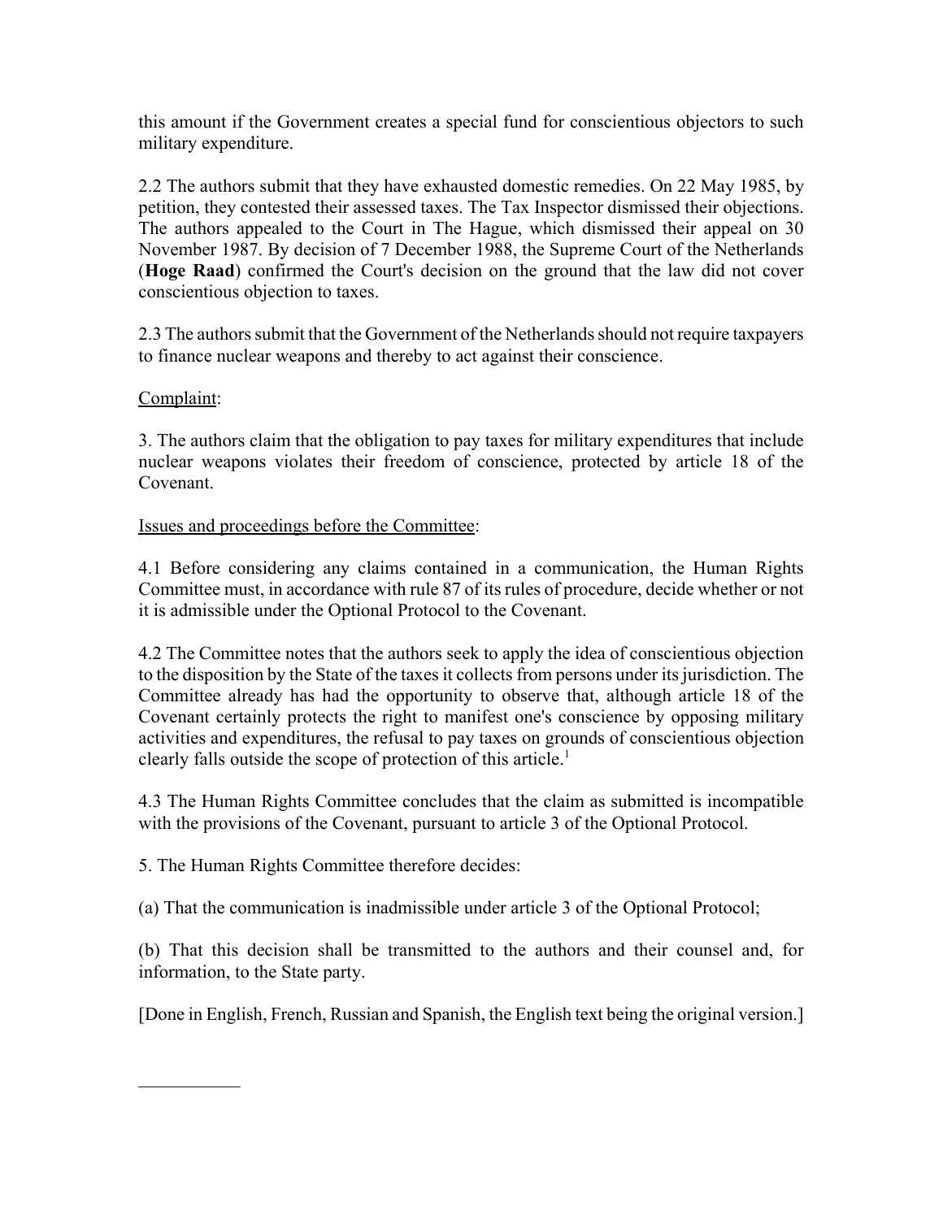this amount if the Government creates a special fund for conscientious objectors to such military expenditure.

2.2 The authors submit that they have exhausted domestic remedies. On 22 May 1985, by petition, they contested their assessed taxes. The Tax Inspector dismissed their objections. The authors appealed to the Court in The Hague, which dismissed their appeal on 30 November 1987. By decision of 7 December 1988, the Supreme Court of the Netherlands (**Hoge Raad**) confirmed the Court's decision on the ground that the law did not cover conscientious objection to taxes.

2.3 The authors submit that the Government of the Netherlands should not require taxpayers to finance nuclear weapons and thereby to act against their conscience.

Complaint:

3. The authors claim that the obligation to pay taxes for military expenditures that include nuclear weapons violates their freedom of conscience, protected by article 18 of the Covenant.

Issues and proceedings before the Committee:

4.1 Before considering any claims contained in a communication, the Human Rights Committee must, in accordance with rule 87 of its rules of procedure, decide whether or not it is admissible under the Optional Protocol to the Covenant.

4.2 The Committee notes that the authors seek to apply the idea of conscientious objection to the disposition by the State of the taxes it collects from persons under its jurisdiction. The Committee already has had the opportunity to observe that, although article 18 of the Covenant certainly protects the right to manifest one's conscience by opposing military activities and expenditures, the refusal to pay taxes on grounds of conscientious objection clearly falls outside the scope of protection of this article.[1]

4.3 The Human Rights Committee concludes that the claim as submitted is incompatible with the provisions of the Covenant, pursuant to article 3 of the Optional Protocol.

5. The Human Rights Committee therefore decides:

(a) That the communication is inadmissible under article 3 of the Optional Protocol;

(b) That this decision shall be transmitted to the authors and their counsel and, for information, to the State party.

[Done in English, French, Russian and Spanish, the English text being the original version.]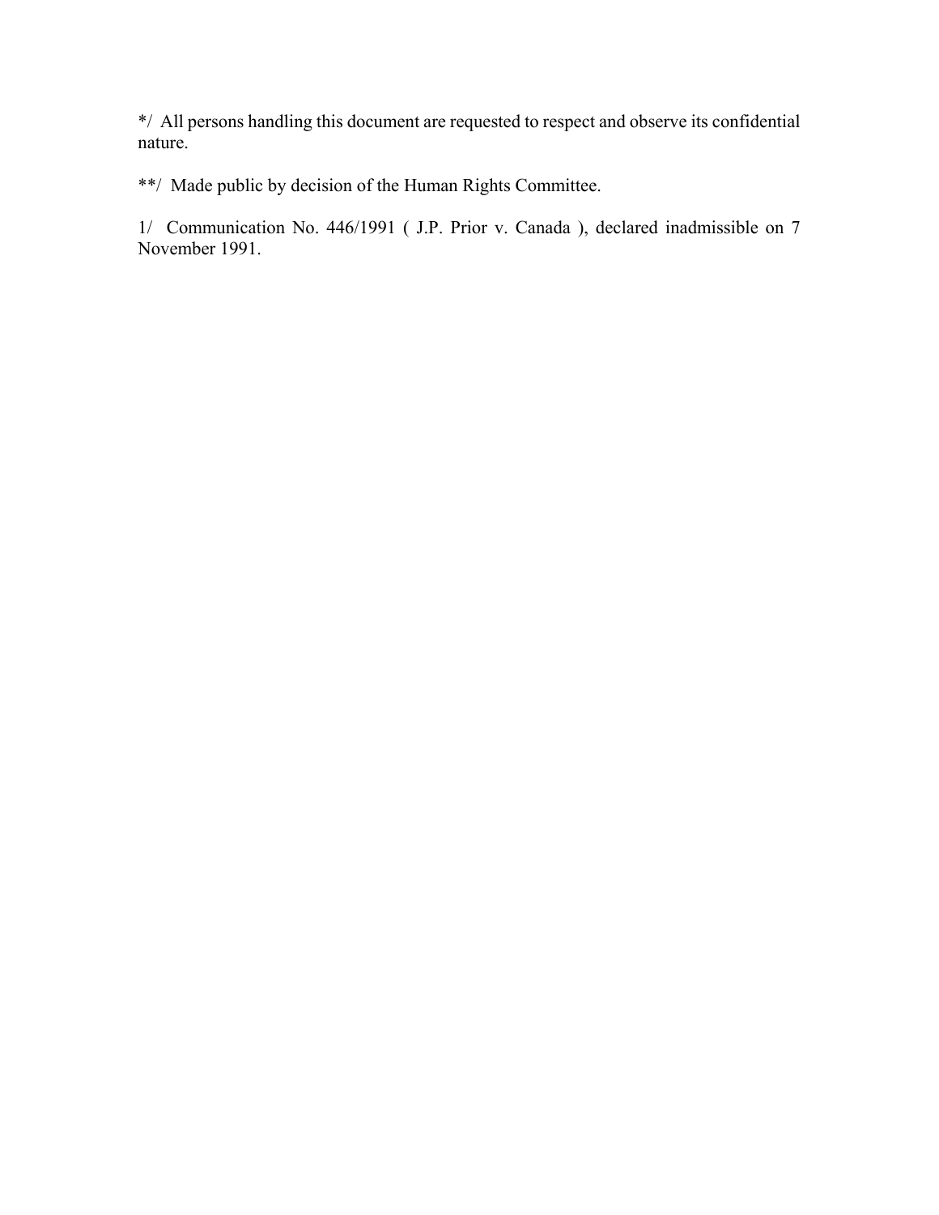*/ All persons handling this document are requested to respect and observe its confidential nature.

**/ Made public by decision of the Human Rights Committee.

1/ Communication No. 446/1991 ( J.P. Prior v. Canada ), declared inadmissible on 7 November 1991.